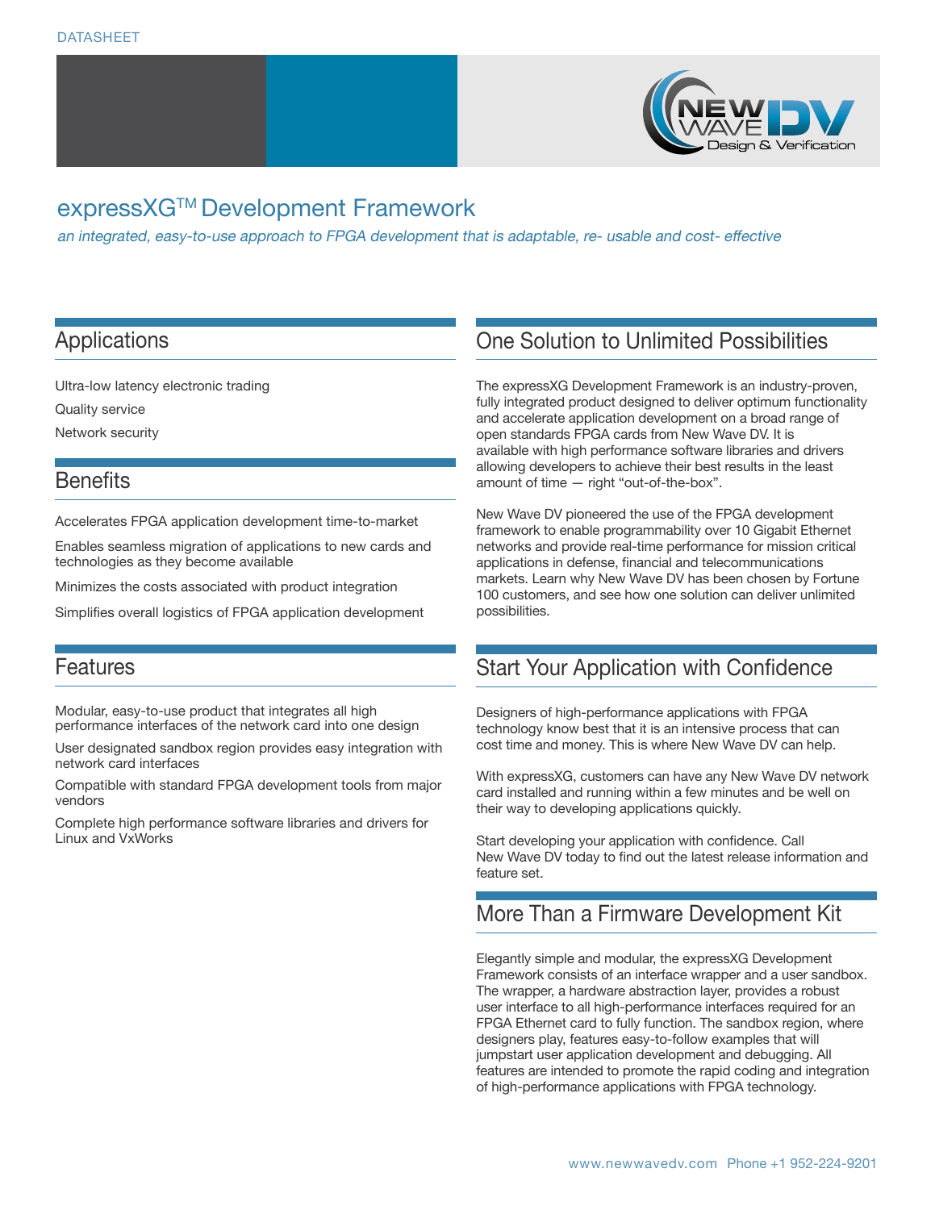DATASHEET

# expressXG™ Development Framework

*an integrated, easy-to-use approach to FPGA development that is adaptable, re- usable and cost- effective*

## Applications

Ultra-low latency electronic trading

Quality service

Network security

## Benefits

Accelerates FPGA application development time-to-market

Enables seamless migration of applications to new cards and technologies as they become available

Minimizes the costs associated with product integration

Simplifies overall logistics of FPGA application development

## Features

Modular, easy-to-use product that integrates all high performance interfaces of the network card into one design

User designated sandbox region provides easy integration with network card interfaces

Compatible with standard FPGA development tools from major vendors

Complete high performance software libraries and drivers for Linux and VxWorks

## One Solution to Unlimited Possibilities

The expressXG Development Framework is an industry-proven, fully integrated product designed to deliver optimum functionality and accelerate application development on a broad range of open standards FPGA cards from New Wave DV. It is available with high performance software libraries and drivers allowing developers to achieve their best results in the least amount of time — right "out-of-the-box".

New Wave DV pioneered the use of the FPGA development framework to enable programmability over 10 Gigabit Ethernet networks and provide real-time performance for mission critical applications in defense, financial and telecommunications markets. Learn why New Wave DV has been chosen by Fortune 100 customers, and see how one solution can deliver unlimited possibilities.

## Start Your Application with Confidence

Designers of high-performance applications with FPGA technology know best that it is an intensive process that can cost time and money. This is where New Wave DV can help.

With expressXG, customers can have any New Wave DV network card installed and running within a few minutes and be well on their way to developing applications quickly.

Start developing your application with confidence. Call New Wave DV today to find out the latest release information and feature set.

## More Than a Firmware Development Kit

Elegantly simple and modular, the expressXG Development Framework consists of an interface wrapper and a user sandbox. The wrapper, a hardware abstraction layer, provides a robust user interface to all high-performance interfaces required for an FPGA Ethernet card to fully function. The sandbox region, where designers play, features easy-to-follow examples that will jumpstart user application development and debugging. All features are intended to promote the rapid coding and integration of high-performance applications with FPGA technology.

www.newwavedv.com Phone +1 952-224-9201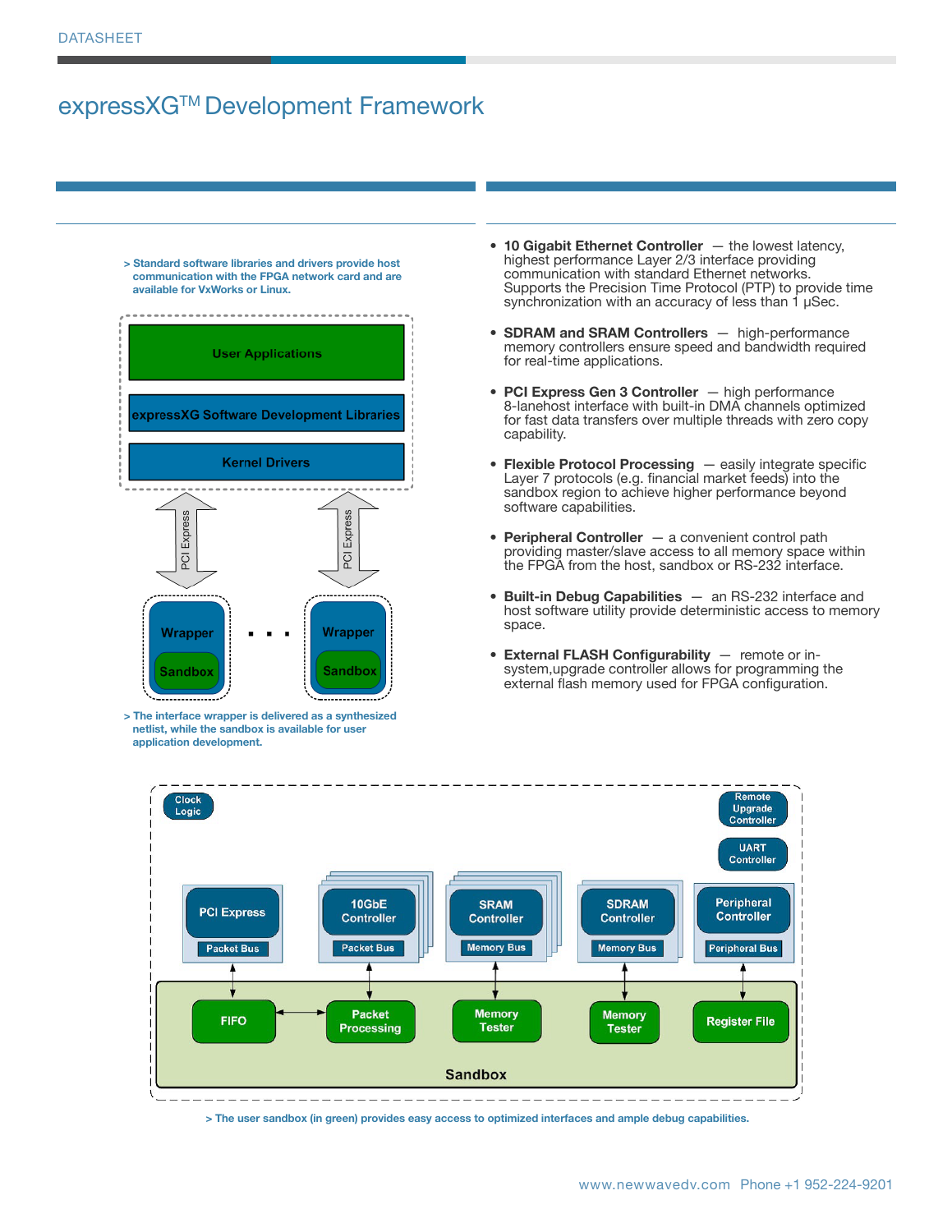# expressXG™ Development Framework

> Standard software libraries and drivers provide host communication with the FPGA network card and are available for VxWorks or Linux.

> The interface wrapper is delivered as a synthesized netlist, while the sandbox is available for user application development.

- **10 Gigabit Ethernet Controller** — the lowest latency, highest performance Layer 2/3 interface providing communication with standard Ethernet networks. Supports the Precision Time Protocol (PTP) to provide time synchronization with an accuracy of less than 1 µSec.

- **SDRAM and SRAM Controllers** — high-performance memory controllers ensure speed and bandwidth required for real-time applications.

- **PCI Express Gen 3 Controller** — high performance 8-lanehost interface with built-in DMA channels optimized for fast data transfers over multiple threads with zero copy capability.

- **Flexible Protocol Processing** — easily integrate specific Layer 7 protocols (e.g. financial market feeds) into the sandbox region to achieve higher performance beyond software capabilities.

- **Peripheral Controller** — a convenient control path providing master/slave access to all memory space within the FPGA from the host, sandbox or RS-232 interface.

- **Built-in Debug Capabilities** — an RS-232 interface and host software utility provide deterministic access to memory space.

- **External FLASH Configurability** — remote or in-system,upgrade controller allows for programming the external flash memory used for FPGA configuration.

> The user sandbox (in green) provides easy access to optimized interfaces and ample debug capabilities.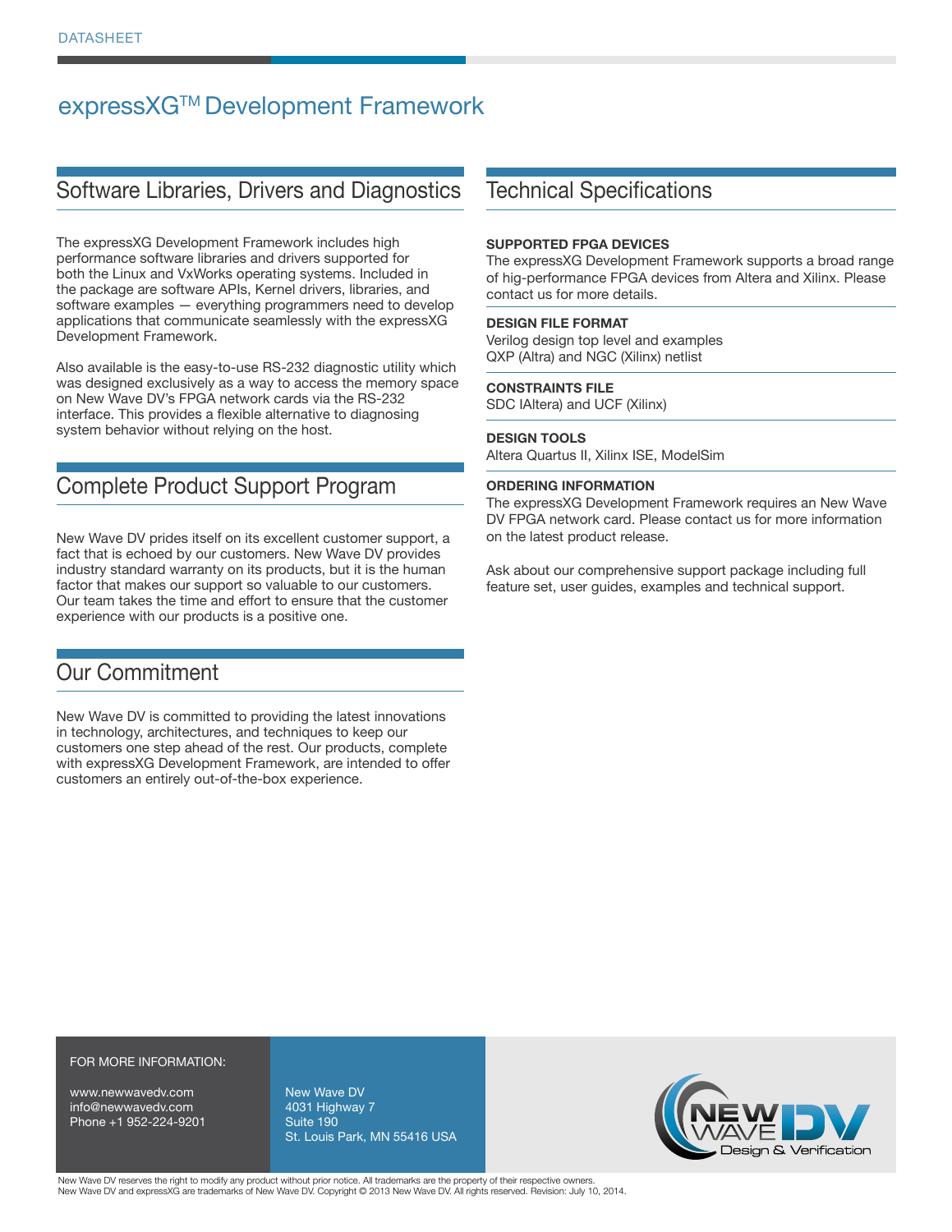DATASHEET

# expressXG™ Development Framework

## Software Libraries, Drivers and Diagnostics

The expressXG Development Framework includes high performance software libraries and drivers supported for both the Linux and VxWorks operating systems. Included in the package are software APIs, Kernel drivers, libraries, and software examples — everything programmers need to develop applications that communicate seamlessly with the expressXG Development Framework.

Also available is the easy-to-use RS-232 diagnostic utility which was designed exclusively as a way to access the memory space on New Wave DV's FPGA network cards via the RS-232 interface. This provides a flexible alternative to diagnosing system behavior without relying on the host.

## Complete Product Support Program

New Wave DV prides itself on its excellent customer support, a fact that is echoed by our customers. New Wave DV provides industry standard warranty on its products, but it is the human factor that makes our support so valuable to our customers. Our team takes the time and effort to ensure that the customer experience with our products is a positive one.

## Our Commitment

New Wave DV is committed to providing the latest innovations in technology, architectures, and techniques to keep our customers one step ahead of the rest. Our products, complete with expressXG Development Framework, are intended to offer customers an entirely out-of-the-box experience.

## Technical Specifications

**SUPPORTED FPGA DEVICES**
The expressXG Development Framework supports a broad range of hig-performance FPGA devices from Altera and Xilinx. Please contact us for more details.

**DESIGN FILE FORMAT**
Verilog design top level and examples
QXP (Altra) and NGC (Xilinx) netlist

**CONSTRAINTS FILE**
SDC lAltera) and UCF (Xilinx)

**DESIGN TOOLS**
Altera Quartus II, Xilinx ISE, ModelSim

**ORDERING INFORMATION**
The expressXG Development Framework requires an New Wave DV FPGA network card. Please contact us for more information on the latest product release.

Ask about our comprehensive support package including full feature set, user guides, examples and technical support.

FOR MORE INFORMATION:

www.newwavedv.com
info@newwavedv.com
Phone +1 952-224-9201

New Wave DV
4031 Highway 7
Suite 190
St. Louis Park, MN 55416 USA

NEW WAVE DV Design & Verification

New Wave DV reserves the right to modify any product without prior notice. All trademarks are the property of their respective owners.
New Wave DV and expressXG are trademarks of New Wave DV. Copyright © 2013 New Wave DV. All rights reserved. Revision: July 10, 2014.